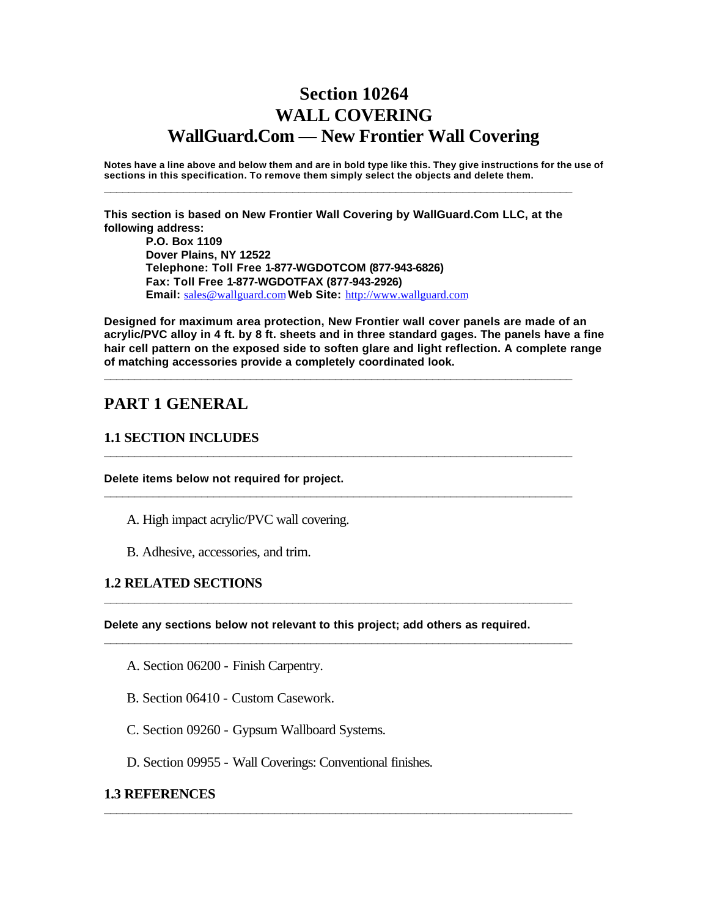# Section 10264
# WALL COVERING
# WallGuard.Com — New Frontier Wall Covering

**Notes have a line above and below them and are in bold type like this. They give instructions for the use of sections in this specification. To remove them simply select the objects and delete them.**

---

**This section is based on New Frontier Wall Covering by WallGuard.Com LLC, at the following address:**

**P.O. Box 1109**
**Dover Plains, NY 12522**
**Telephone: Toll Free 1-877-WGDOTCOM (877-943-6826)**
**Fax: Toll Free 1-877-WGDOTFAX (877-943-2926)**
**Email:** sales@wallguard.com **Web Site:** http://www.wallguard.com

**Designed for maximum area protection, New Frontier wall cover panels are made of an acrylic/PVC alloy in 4 ft. by 8 ft. sheets and in three standard gages. The panels have a fine hair cell pattern on the exposed side to soften glare and light reflection. A complete range of matching accessories provide a completely coordinated look.**

---

## PART 1 GENERAL

### 1.1 SECTION INCLUDES

---

**Delete items below not required for project.**

---

A. High impact acrylic/PVC wall covering.

B. Adhesive, accessories, and trim.

### 1.2 RELATED SECTIONS

---

**Delete any sections below not relevant to this project; add others as required.**

---

A. Section 06200 - Finish Carpentry.

B. Section 06410 - Custom Casework.

C. Section 09260 - Gypsum Wallboard Systems.

D. Section 09955 - Wall Coverings: Conventional finishes.

### 1.3 REFERENCES

---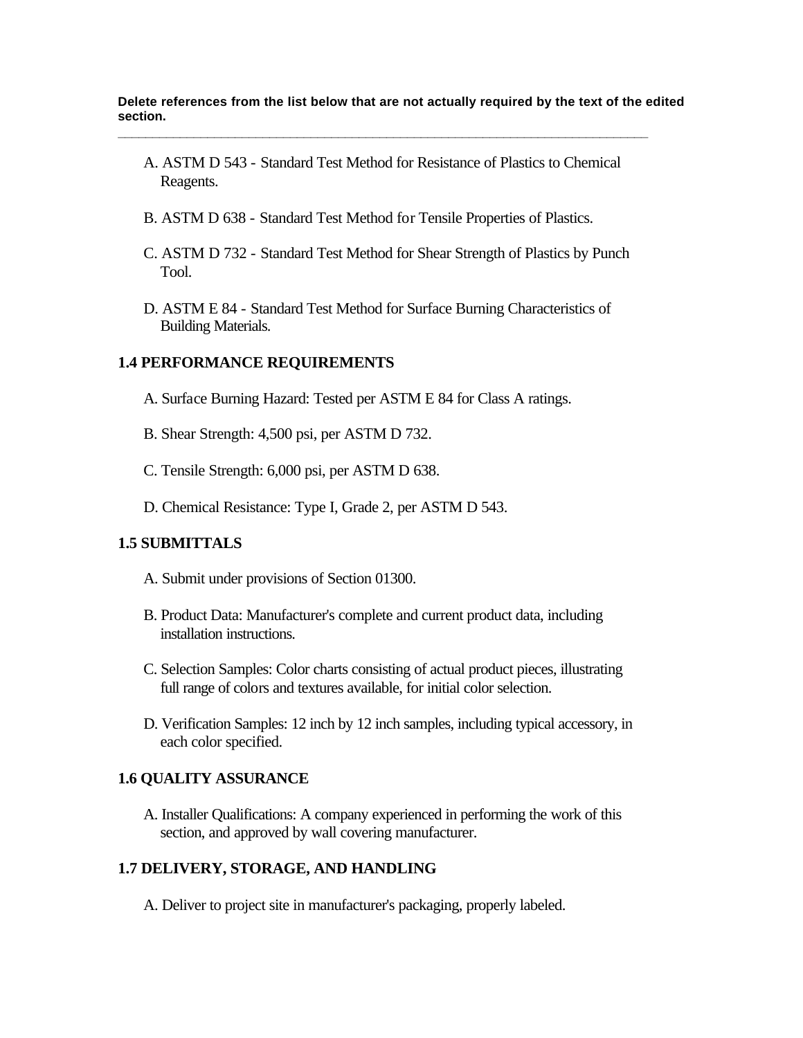**Delete references from the list below that are not actually required by the text of the edited section.**

---

A. ASTM D 543 - Standard Test Method for Resistance of Plastics to Chemical Reagents.

B. ASTM D 638 - Standard Test Method for Tensile Properties of Plastics.

C. ASTM D 732 - Standard Test Method for Shear Strength of Plastics by Punch Tool.

D. ASTM E 84 - Standard Test Method for Surface Burning Characteristics of Building Materials.

### 1.4 PERFORMANCE REQUIREMENTS

A. Surface Burning Hazard: Tested per ASTM E 84 for Class A ratings.

B. Shear Strength: 4,500 psi, per ASTM D 732.

C. Tensile Strength: 6,000 psi, per ASTM D 638.

D. Chemical Resistance: Type I, Grade 2, per ASTM D 543.

### 1.5 SUBMITTALS

A. Submit under provisions of Section 01300.

B. Product Data: Manufacturer's complete and current product data, including installation instructions.

C. Selection Samples: Color charts consisting of actual product pieces, illustrating full range of colors and textures available, for initial color selection.

D. Verification Samples: 12 inch by 12 inch samples, including typical accessory, in each color specified.

### 1.6 QUALITY ASSURANCE

A. Installer Qualifications: A company experienced in performing the work of this section, and approved by wall covering manufacturer.

### 1.7 DELIVERY, STORAGE, AND HANDLING

A. Deliver to project site in manufacturer's packaging, properly labeled.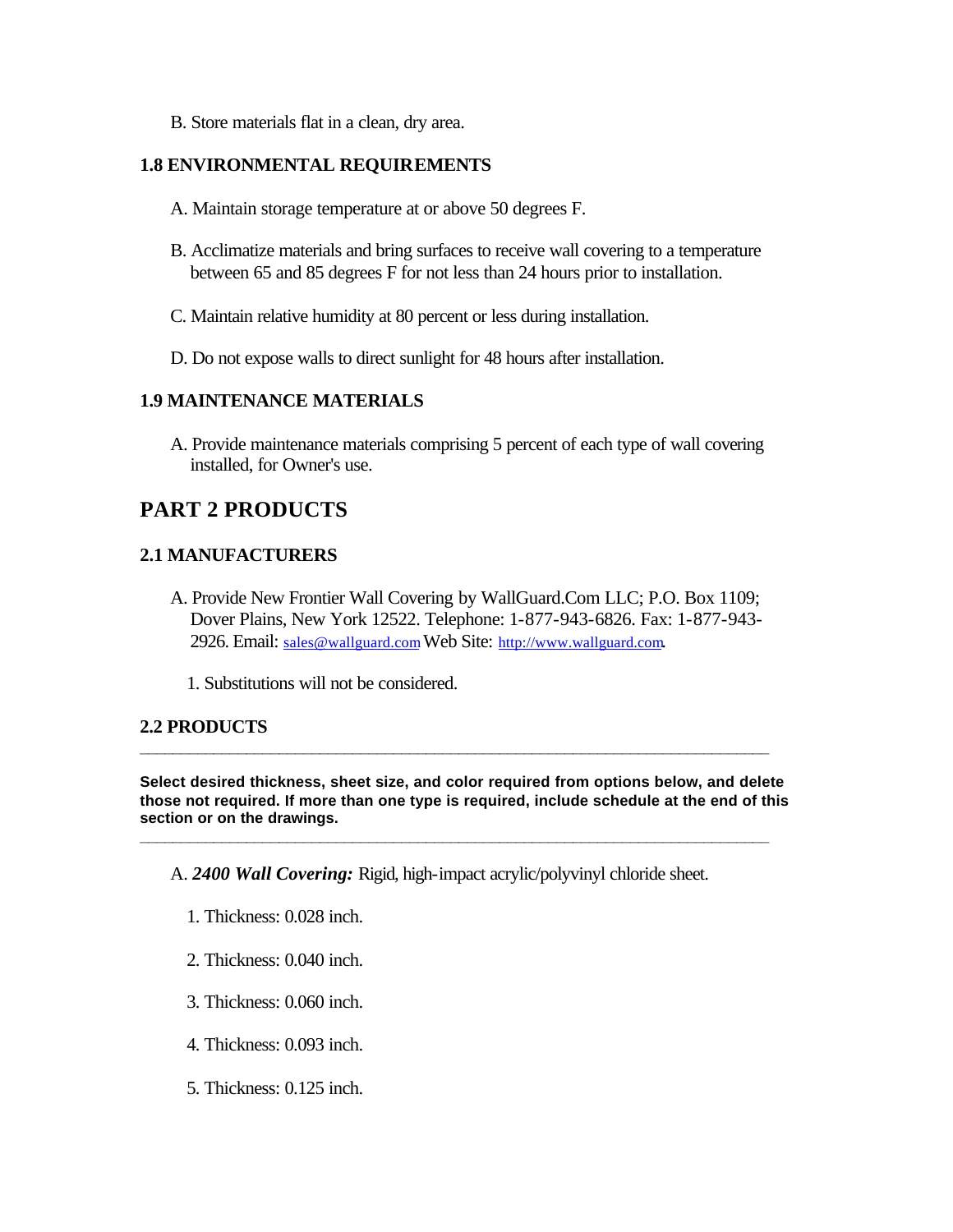B. Store materials flat in a clean, dry area.

### 1.8 ENVIRONMENTAL REQUIREMENTS

A. Maintain storage temperature at or above 50 degrees F.

B. Acclimatize materials and bring surfaces to receive wall covering to a temperature between 65 and 85 degrees F for not less than 24 hours prior to installation.

C. Maintain relative humidity at 80 percent or less during installation.

D. Do not expose walls to direct sunlight for 48 hours after installation.

### 1.9 MAINTENANCE MATERIALS

A. Provide maintenance materials comprising 5 percent of each type of wall covering installed, for Owner's use.

## PART 2 PRODUCTS

### 2.1 MANUFACTURERS

A. Provide New Frontier Wall Covering by WallGuard.Com LLC; P.O. Box 1109; Dover Plains, New York 12522. Telephone: 1-877-943-6826. Fax: 1-877-943-2926. Email: sales@wallguard.com Web Site: http://www.wallguard.com.

1. Substitutions will not be considered.

### 2.2 PRODUCTS

---

**Select desired thickness, sheet size, and color required from options below, and delete those not required. If more than one type is required, include schedule at the end of this section or on the drawings.**

---

A. ***2400 Wall Covering:*** Rigid, high-impact acrylic/polyvinyl chloride sheet.

1. Thickness: 0.028 inch.
2. Thickness: 0.040 inch.
3. Thickness: 0.060 inch.
4. Thickness: 0.093 inch.
5. Thickness: 0.125 inch.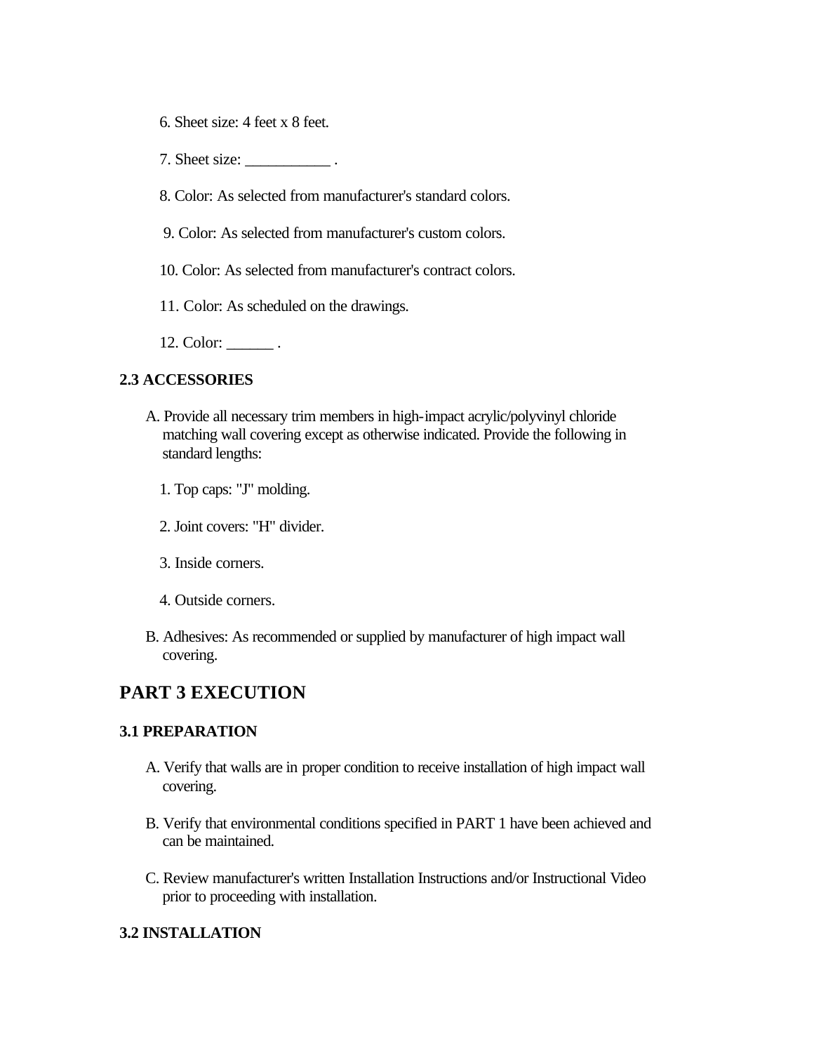6. Sheet size: 4 feet x 8 feet.

7. Sheet size: ___________ .

8. Color: As selected from manufacturer's standard colors.

9. Color: As selected from manufacturer's custom colors.

10. Color: As selected from manufacturer's contract colors.

11. Color: As scheduled on the drawings.

12. Color: ______ .

### 2.3 ACCESSORIES

A. Provide all necessary trim members in high-impact acrylic/polyvinyl chloride matching wall covering except as otherwise indicated. Provide the following in standard lengths:

1. Top caps: "J" molding.

2. Joint covers: "H" divider.

3. Inside corners.

4. Outside corners.

B. Adhesives: As recommended or supplied by manufacturer of high impact wall covering.

## PART 3 EXECUTION

### 3.1 PREPARATION

A. Verify that walls are in proper condition to receive installation of high impact wall covering.

B. Verify that environmental conditions specified in PART 1 have been achieved and can be maintained.

C. Review manufacturer's written Installation Instructions and/or Instructional Video prior to proceeding with installation.

### 3.2 INSTALLATION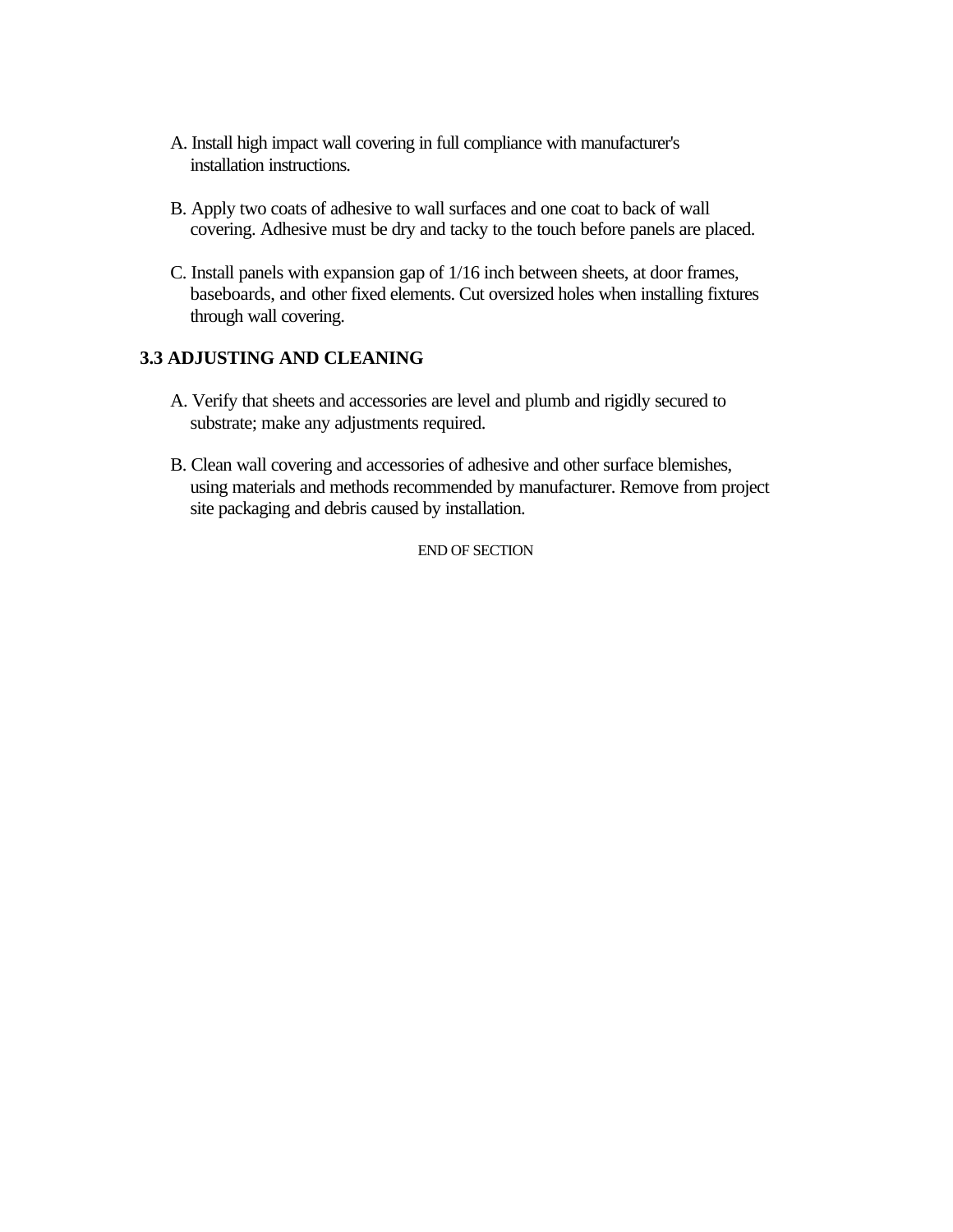A. Install high impact wall covering in full compliance with manufacturer's installation instructions.

B. Apply two coats of adhesive to wall surfaces and one coat to back of wall covering. Adhesive must be dry and tacky to the touch before panels are placed.

C. Install panels with expansion gap of 1/16 inch between sheets, at door frames, baseboards, and other fixed elements. Cut oversized holes when installing fixtures through wall covering.

### 3.3 ADJUSTING AND CLEANING

A. Verify that sheets and accessories are level and plumb and rigidly secured to substrate; make any adjustments required.

B. Clean wall covering and accessories of adhesive and other surface blemishes, using materials and methods recommended by manufacturer. Remove from project site packaging and debris caused by installation.

END OF SECTION